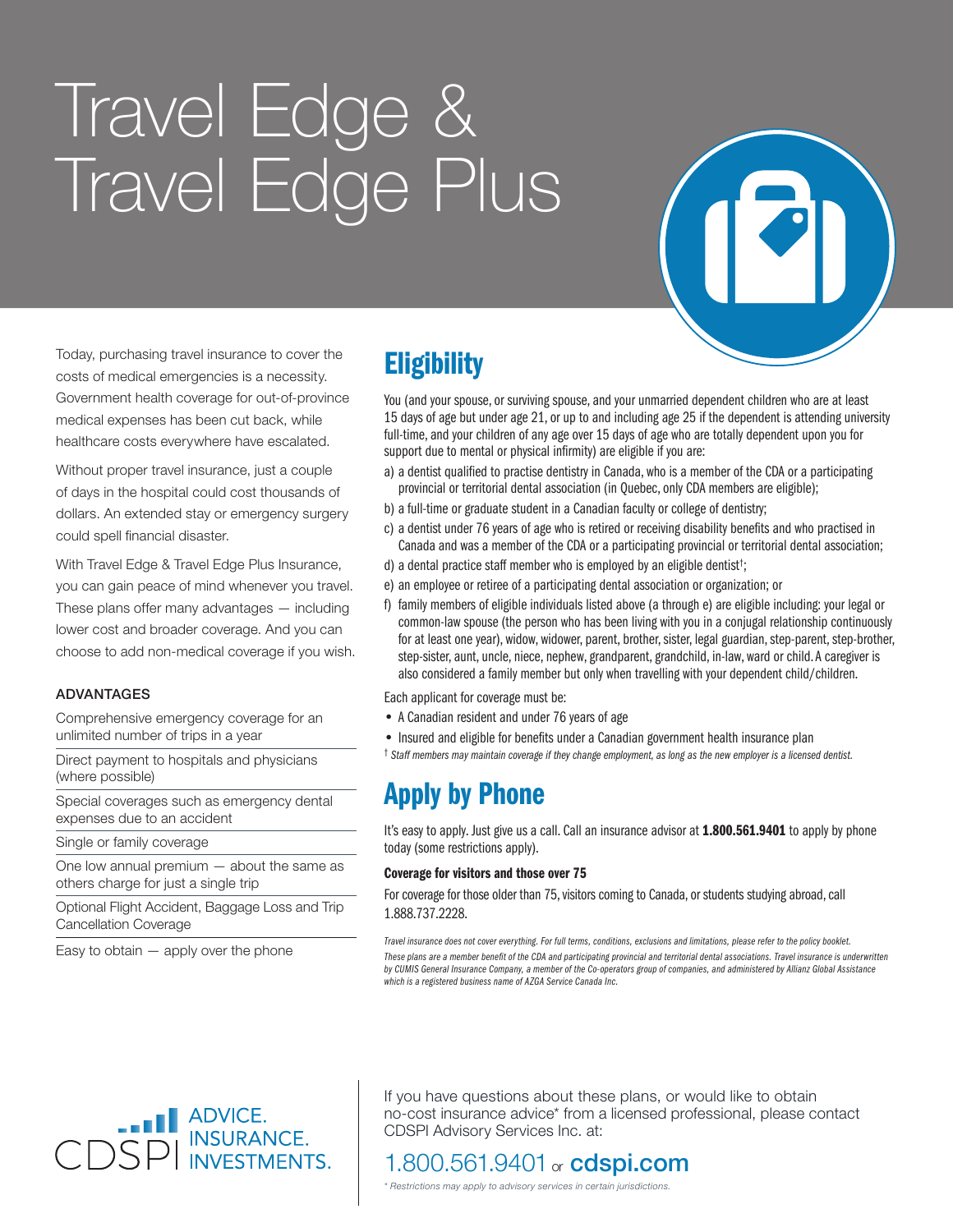# Travel Edge & Travel Edge Plus

Today, purchasing travel insurance to cover the costs of medical emergencies is a necessity. Government health coverage for out-of-province medical expenses has been cut back, while healthcare costs everywhere have escalated.

Without proper travel insurance, just a couple of days in the hospital could cost thousands of dollars. An extended stay or emergency surgery could spell financial disaster.

With Travel Edge & Travel Edge Plus Insurance, you can gain peace of mind whenever you travel. These plans offer many advantages — including lower cost and broader coverage. And you can choose to add non-medical coverage if you wish.

### ADVANTAGES

- Comprehensive emergency coverage for an unlimited number of trips in a year
- Direct payment to hospitals and physicians (where possible)
- Special coverages such as emergency dental expenses due to an accident
- Single or family coverage
- One low annual premium — about the same as others charge for just a single trip
- Optional Flight Accident, Baggage Loss and Trip Cancellation Coverage
- Easy to obtain — apply over the phone

## Eligibility

You (and your spouse, or surviving spouse, and your unmarried dependent children who are at least 15 days of age but under age 21, or up to and including age 25 if the dependent is attending university full-time, and your children of any age over 15 days of age who are totally dependent upon you for support due to mental or physical infirmity) are eligible if you are:

a) a dentist qualified to practise dentistry in Canada, who is a member of the CDA or a participating provincial or territorial dental association (in Quebec, only CDA members are eligible);

b) a full-time or graduate student in a Canadian faculty or college of dentistry;

c) a dentist under 76 years of age who is retired or receiving disability benefits and who practised in Canada and was a member of the CDA or a participating provincial or territorial dental association;

d) a dental practice staff member who is employed by an eligible dentist†;

e) an employee or retiree of a participating dental association or organization; or

f) family members of eligible individuals listed above (a through e) are eligible including: your legal or common-law spouse (the person who has been living with you in a conjugal relationship continuously for at least one year), widow, widower, parent, brother, sister, legal guardian, step-parent, step-brother, step-sister, aunt, uncle, niece, nephew, grandparent, grandchild, in-law, ward or child. A caregiver is also considered a family member but only when travelling with your dependent child/children.

Each applicant for coverage must be:

- A Canadian resident and under 76 years of age
- Insured and eligible for benefits under a Canadian government health insurance plan

† *Staff members may maintain coverage if they change employment, as long as the new employer is a licensed dentist.*

## Apply by Phone

It's easy to apply. Just give us a call. Call an insurance advisor at **1.800.561.9401** to apply by phone today (some restrictions apply).

**Coverage for visitors and those over 75**

For coverage for those older than 75, visitors coming to Canada, or students studying abroad, call 1.888.737.2228.

*Travel insurance does not cover everything. For full terms, conditions, exclusions and limitations, please refer to the policy booklet.*

*These plans are a member benefit of the CDA and participating provincial and territorial dental associations. Travel insurance is underwritten by CUMIS General Insurance Company, a member of the Co-operators group of companies, and administered by Allianz Global Assistance which is a registered business name of AZGA Service Canada Inc.*

CDSPI ADVICE. INSURANCE. INVESTMENTS.

If you have questions about these plans, or would like to obtain no-cost insurance advice* from a licensed professional, please contact CDSPI Advisory Services Inc. at:

1.800.561.9401 or **cdspi.com**

*\* Restrictions may apply to advisory services in certain jurisdictions.*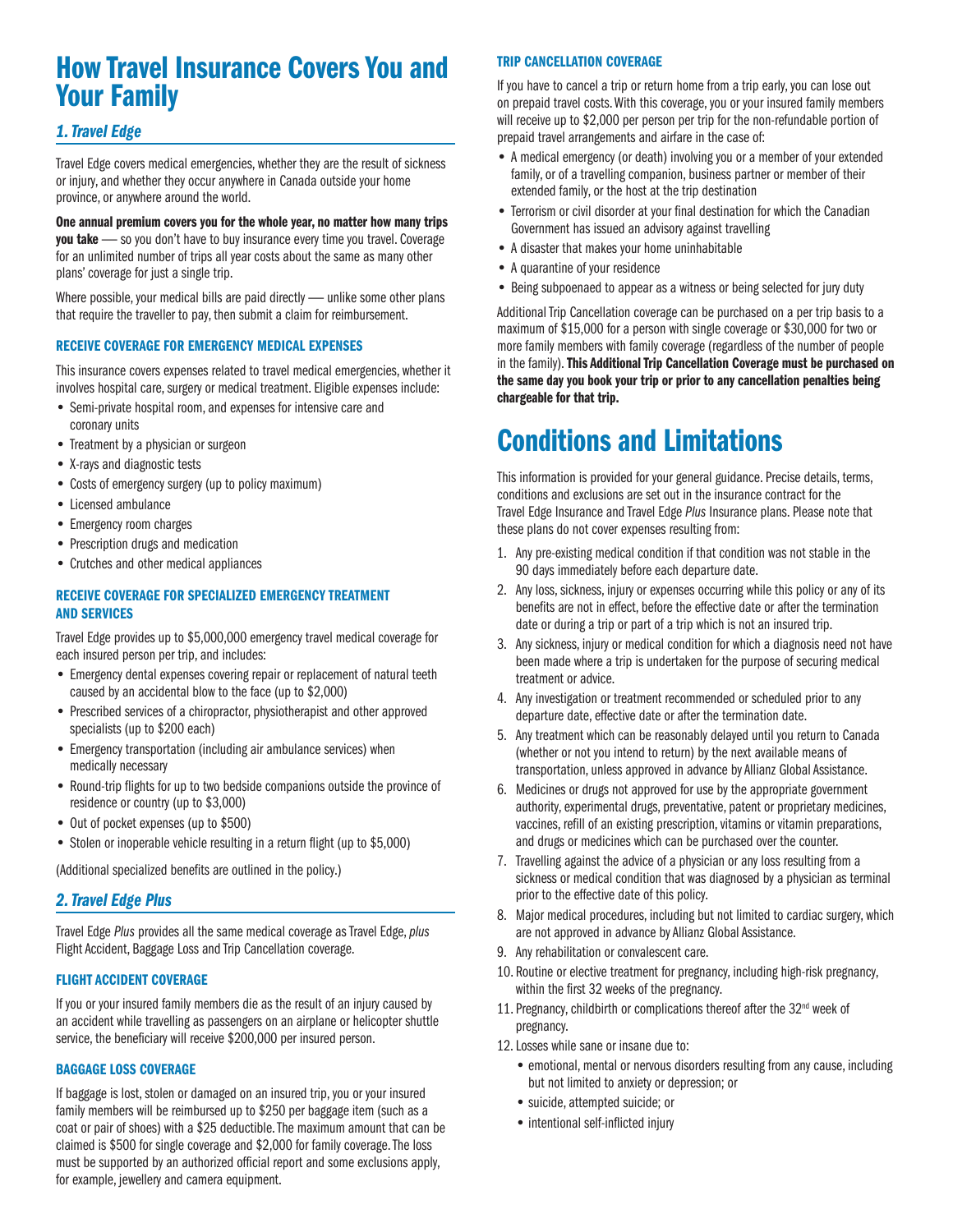# How Travel Insurance Covers You and Your Family

## *1. Travel Edge*

Travel Edge covers medical emergencies, whether they are the result of sickness or injury, and whether they occur anywhere in Canada outside your home province, or anywhere around the world.

**One annual premium covers you for the whole year, no matter how many trips you take** — so you don't have to buy insurance every time you travel. Coverage for an unlimited number of trips all year costs about the same as many other plans' coverage for just a single trip.

Where possible, your medical bills are paid directly — unlike some other plans that require the traveller to pay, then submit a claim for reimbursement.

### RECEIVE COVERAGE FOR EMERGENCY MEDICAL EXPENSES

This insurance covers expenses related to travel medical emergencies, whether it involves hospital care, surgery or medical treatment. Eligible expenses include:

- Semi-private hospital room, and expenses for intensive care and coronary units
- Treatment by a physician or surgeon
- X-rays and diagnostic tests
- Costs of emergency surgery (up to policy maximum)
- Licensed ambulance
- Emergency room charges
- Prescription drugs and medication
- Crutches and other medical appliances

### RECEIVE COVERAGE FOR SPECIALIZED EMERGENCY TREATMENT AND SERVICES

Travel Edge provides up to $5,000,000 emergency travel medical coverage for each insured person per trip, and includes:

- Emergency dental expenses covering repair or replacement of natural teeth caused by an accidental blow to the face (up to $2,000)
- Prescribed services of a chiropractor, physiotherapist and other approved specialists (up to $200 each)
- Emergency transportation (including air ambulance services) when medically necessary
- Round-trip flights for up to two bedside companions outside the province of residence or country (up to $3,000)
- Out of pocket expenses (up to $500)
- Stolen or inoperable vehicle resulting in a return flight (up to $5,000)

(Additional specialized benefits are outlined in the policy.)

## *2. Travel Edge Plus*

Travel Edge *Plus* provides all the same medical coverage as Travel Edge, *plus* Flight Accident, Baggage Loss and Trip Cancellation coverage.

### FLIGHT ACCIDENT COVERAGE

If you or your insured family members die as the result of an injury caused by an accident while travelling as passengers on an airplane or helicopter shuttle service, the beneficiary will receive $200,000 per insured person.

### BAGGAGE LOSS COVERAGE

If baggage is lost, stolen or damaged on an insured trip, you or your insured family members will be reimbursed up to $250 per baggage item (such as a coat or pair of shoes) with a $25 deductible. The maximum amount that can be claimed is $500 for single coverage and $2,000 for family coverage. The loss must be supported by an authorized official report and some exclusions apply, for example, jewellery and camera equipment.

### TRIP CANCELLATION COVERAGE

If you have to cancel a trip or return home from a trip early, you can lose out on prepaid travel costs. With this coverage, you or your insured family members will receive up to $2,000 per person per trip for the non-refundable portion of prepaid travel arrangements and airfare in the case of:

- A medical emergency (or death) involving you or a member of your extended family, or of a travelling companion, business partner or member of their extended family, or the host at the trip destination
- Terrorism or civil disorder at your final destination for which the Canadian Government has issued an advisory against travelling
- A disaster that makes your home uninhabitable
- A quarantine of your residence
- Being subpoenaed to appear as a witness or being selected for jury duty

Additional Trip Cancellation coverage can be purchased on a per trip basis to a maximum of $15,000 for a person with single coverage or $30,000 for two or more family members with family coverage (regardless of the number of people in the family). **This Additional Trip Cancellation Coverage must be purchased on the same day you book your trip or prior to any cancellation penalties being chargeable for that trip.**

# Conditions and Limitations

This information is provided for your general guidance. Precise details, terms, conditions and exclusions are set out in the insurance contract for the Travel Edge Insurance and Travel Edge *Plus* Insurance plans. Please note that these plans do not cover expenses resulting from:

1. Any pre-existing medical condition if that condition was not stable in the 90 days immediately before each departure date.
2. Any loss, sickness, injury or expenses occurring while this policy or any of its benefits are not in effect, before the effective date or after the termination date or during a trip or part of a trip which is not an insured trip.
3. Any sickness, injury or medical condition for which a diagnosis need not have been made where a trip is undertaken for the purpose of securing medical treatment or advice.
4. Any investigation or treatment recommended or scheduled prior to any departure date, effective date or after the termination date.
5. Any treatment which can be reasonably delayed until you return to Canada (whether or not you intend to return) by the next available means of transportation, unless approved in advance by Allianz Global Assistance.
6. Medicines or drugs not approved for use by the appropriate government authority, experimental drugs, preventative, patent or proprietary medicines, vaccines, refill of an existing prescription, vitamins or vitamin preparations, and drugs or medicines which can be purchased over the counter.
7. Travelling against the advice of a physician or any loss resulting from a sickness or medical condition that was diagnosed by a physician as terminal prior to the effective date of this policy.
8. Major medical procedures, including but not limited to cardiac surgery, which are not approved in advance by Allianz Global Assistance.
9. Any rehabilitation or convalescent care.
10. Routine or elective treatment for pregnancy, including high-risk pregnancy, within the first 32 weeks of the pregnancy.
11. Pregnancy, childbirth or complications thereof after the 32nd week of pregnancy.
12. Losses while sane or insane due to:
    - emotional, mental or nervous disorders resulting from any cause, including but not limited to anxiety or depression; or
    - suicide, attempted suicide; or
    - intentional self-inflicted injury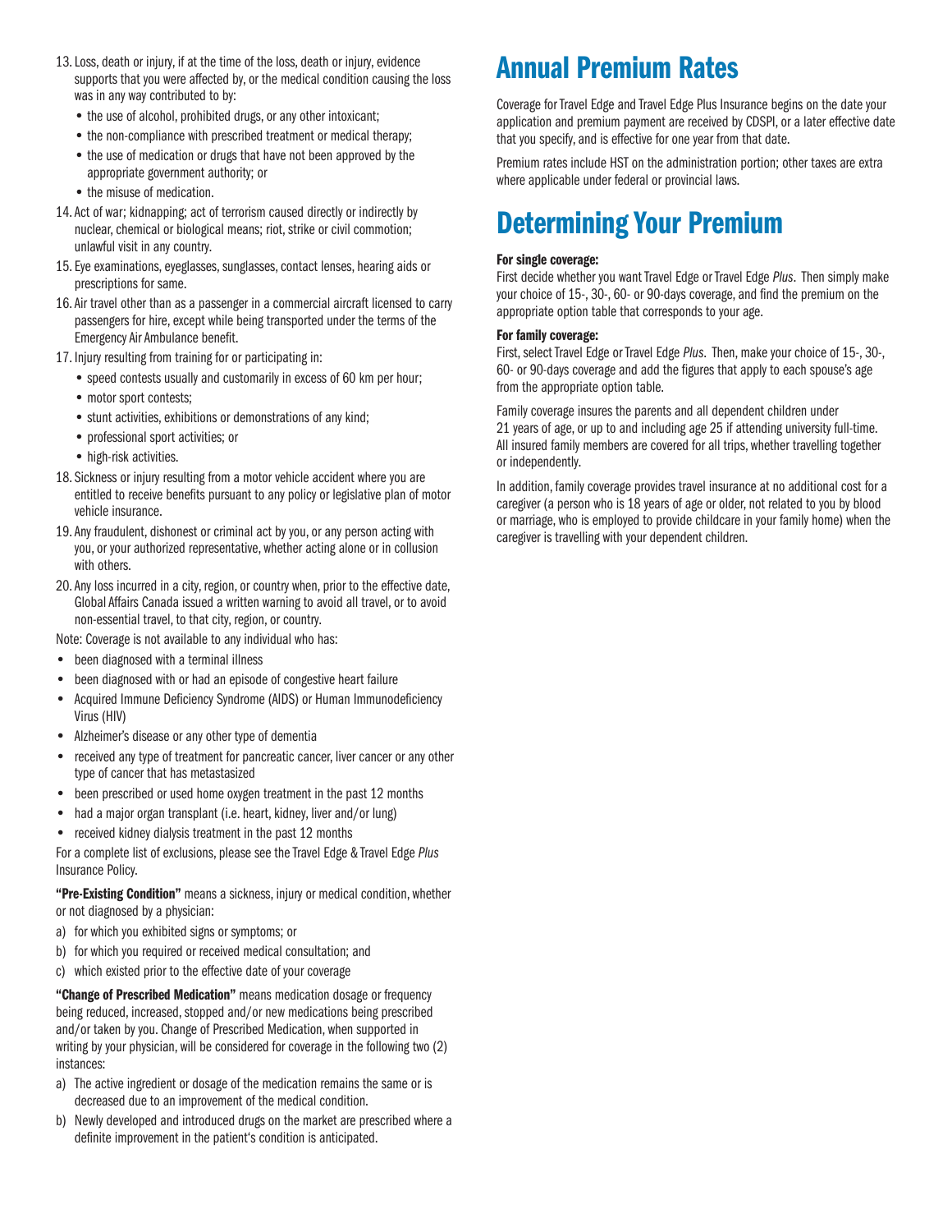13. Loss, death or injury, if at the time of the loss, death or injury, evidence supports that you were affected by, or the medical condition causing the loss was in any way contributed to by:
    - the use of alcohol, prohibited drugs, or any other intoxicant;
    - the non-compliance with prescribed treatment or medical therapy;
    - the use of medication or drugs that have not been approved by the appropriate government authority; or
    - the misuse of medication.
14. Act of war; kidnapping; act of terrorism caused directly or indirectly by nuclear, chemical or biological means; riot, strike or civil commotion; unlawful visit in any country.
15. Eye examinations, eyeglasses, sunglasses, contact lenses, hearing aids or prescriptions for same.
16. Air travel other than as a passenger in a commercial aircraft licensed to carry passengers for hire, except while being transported under the terms of the Emergency Air Ambulance benefit.
17. Injury resulting from training for or participating in:
    - speed contests usually and customarily in excess of 60 km per hour;
    - motor sport contests;
    - stunt activities, exhibitions or demonstrations of any kind;
    - professional sport activities; or
    - high-risk activities.
18. Sickness or injury resulting from a motor vehicle accident where you are entitled to receive benefits pursuant to any policy or legislative plan of motor vehicle insurance.
19. Any fraudulent, dishonest or criminal act by you, or any person acting with you, or your authorized representative, whether acting alone or in collusion with others.
20. Any loss incurred in a city, region, or country when, prior to the effective date, Global Affairs Canada issued a written warning to avoid all travel, or to avoid non-essential travel, to that city, region, or country.

Note: Coverage is not available to any individual who has:

- been diagnosed with a terminal illness
- been diagnosed with or had an episode of congestive heart failure
- Acquired Immune Deficiency Syndrome (AIDS) or Human Immunodeficiency Virus (HIV)
- Alzheimer's disease or any other type of dementia
- received any type of treatment for pancreatic cancer, liver cancer or any other type of cancer that has metastasized
- been prescribed or used home oxygen treatment in the past 12 months
- had a major organ transplant (i.e. heart, kidney, liver and/or lung)
- received kidney dialysis treatment in the past 12 months

For a complete list of exclusions, please see the Travel Edge & Travel Edge *Plus* Insurance Policy.

**"Pre-Existing Condition"** means a sickness, injury or medical condition, whether or not diagnosed by a physician:

a) for which you exhibited signs or symptoms; or
b) for which you required or received medical consultation; and
c) which existed prior to the effective date of your coverage

**"Change of Prescribed Medication"** means medication dosage or frequency being reduced, increased, stopped and/or new medications being prescribed and/or taken by you. Change of Prescribed Medication, when supported in writing by your physician, will be considered for coverage in the following two (2) instances:

a) The active ingredient or dosage of the medication remains the same or is decreased due to an improvement of the medical condition.
b) Newly developed and introduced drugs on the market are prescribed where a definite improvement in the patient's condition is anticipated.

# Annual Premium Rates

Coverage for Travel Edge and Travel Edge Plus Insurance begins on the date your application and premium payment are received by CDSPI, or a later effective date that you specify, and is effective for one year from that date.

Premium rates include HST on the administration portion; other taxes are extra where applicable under federal or provincial laws.

# Determining Your Premium

**For single coverage:**
First decide whether you want Travel Edge or Travel Edge *Plus*. Then simply make your choice of 15-, 30-, 60- or 90-days coverage, and find the premium on the appropriate option table that corresponds to your age.

**For family coverage:**
First, select Travel Edge or Travel Edge *Plus*. Then, make your choice of 15-, 30-, 60- or 90-days coverage and add the figures that apply to each spouse's age from the appropriate option table.

Family coverage insures the parents and all dependent children under 21 years of age, or up to and including age 25 if attending university full-time. All insured family members are covered for all trips, whether travelling together or independently.

In addition, family coverage provides travel insurance at no additional cost for a caregiver (a person who is 18 years of age or older, not related to you by blood or marriage, who is employed to provide childcare in your family home) when the caregiver is travelling with your dependent children.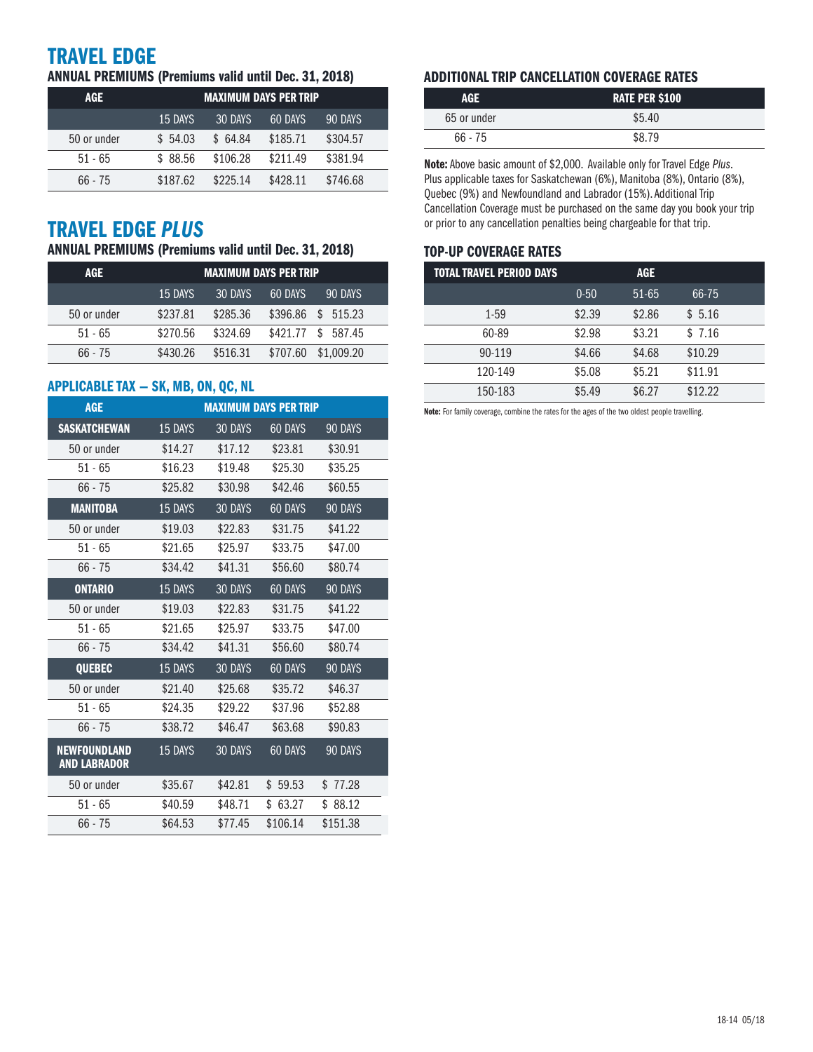# TRAVEL EDGE

### ANNUAL PREMIUMS (Premiums valid until Dec. 31, 2018)

| AGE | MAXIMUM DAYS PER TRIP | | | |
|---|---|---|---|---|
| | 15 DAYS | 30 DAYS | 60 DAYS | 90 DAYS |
| 50 or under | $ 54.03 | $ 64.84 | $185.71 | $304.57 |
| 51 - 65 | $ 88.56 | $106.28 | $211.49 | $381.94 |
| 66 - 75 | $187.62 | $225.14 | $428.11 | $746.68 |

# TRAVEL EDGE *PLUS*

### ANNUAL PREMIUMS (Premiums valid until Dec. 31, 2018)

| AGE | MAXIMUM DAYS PER TRIP | | | |
|---|---|---|---|---|
| | 15 DAYS | 30 DAYS | 60 DAYS | 90 DAYS |
| 50 or under | $237.81 | $285.36 | $396.86 | $ 515.23 |
| 51 - 65 | $270.56 | $324.69 | $421.77 | $ 587.45 |
| 66 - 75 | $430.26 | $516.31 | $707.60 | $1,009.20 |

### APPLICABLE TAX – SK, MB, ON, QC, NL

| AGE | MAXIMUM DAYS PER TRIP | | | |
|---|---|---|---|---|
| **SASKATCHEWAN** | 15 DAYS | 30 DAYS | 60 DAYS | 90 DAYS |
| 50 or under | $14.27 | $17.12 | $23.81 | $30.91 |
| 51 - 65 | $16.23 | $19.48 | $25.30 | $35.25 |
| 66 - 75 | $25.82 | $30.98 | $42.46 | $60.55 |
| **MANITOBA** | 15 DAYS | 30 DAYS | 60 DAYS | 90 DAYS |
| 50 or under | $19.03 | $22.83 | $31.75 | $41.22 |
| 51 - 65 | $21.65 | $25.97 | $33.75 | $47.00 |
| 66 - 75 | $34.42 | $41.31 | $56.60 | $80.74 |
| **ONTARIO** | 15 DAYS | 30 DAYS | 60 DAYS | 90 DAYS |
| 50 or under | $19.03 | $22.83 | $31.75 | $41.22 |
| 51 - 65 | $21.65 | $25.97 | $33.75 | $47.00 |
| 66 - 75 | $34.42 | $41.31 | $56.60 | $80.74 |
| **QUEBEC** | 15 DAYS | 30 DAYS | 60 DAYS | 90 DAYS |
| 50 or under | $21.40 | $25.68 | $35.72 | $46.37 |
| 51 - 65 | $24.35 | $29.22 | $37.96 | $52.88 |
| 66 - 75 | $38.72 | $46.47 | $63.68 | $90.83 |
| **NEWFOUNDLAND AND LABRADOR** | 15 DAYS | 30 DAYS | 60 DAYS | 90 DAYS |
| 50 or under | $35.67 | $42.81 | $ 59.53 | $ 77.28 |
| 51 - 65 | $40.59 | $48.71 | $ 63.27 | $ 88.12 |
| 66 - 75 | $64.53 | $77.45 | $106.14 | $151.38 |

### ADDITIONAL TRIP CANCELLATION COVERAGE RATES

| AGE | RATE PER $100 |
|---|---|
| 65 or under | $5.40 |
| 66 - 75 | $8.79 |

**Note:** Above basic amount of $2,000. Available only for Travel Edge *Plus*. Plus applicable taxes for Saskatchewan (6%), Manitoba (8%), Ontario (8%), Quebec (9%) and Newfoundland and Labrador (15%). Additional Trip Cancellation Coverage must be purchased on the same day you book your trip or prior to any cancellation penalties being chargeable for that trip.

### TOP-UP COVERAGE RATES

| TOTAL TRAVEL PERIOD DAYS | AGE | | |
|---|---|---|---|
| | 0-50 | 51-65 | 66-75 |
| 1-59 | $2.39 | $2.86 | $ 5.16 |
| 60-89 | $2.98 | $3.21 | $ 7.16 |
| 90-119 | $4.66 | $4.68 | $10.29 |
| 120-149 | $5.08 | $5.21 | $11.91 |
| 150-183 | $5.49 | $6.27 | $12.22 |

**Note:** For family coverage, combine the rates for the ages of the two oldest people travelling.

18-14 05/18